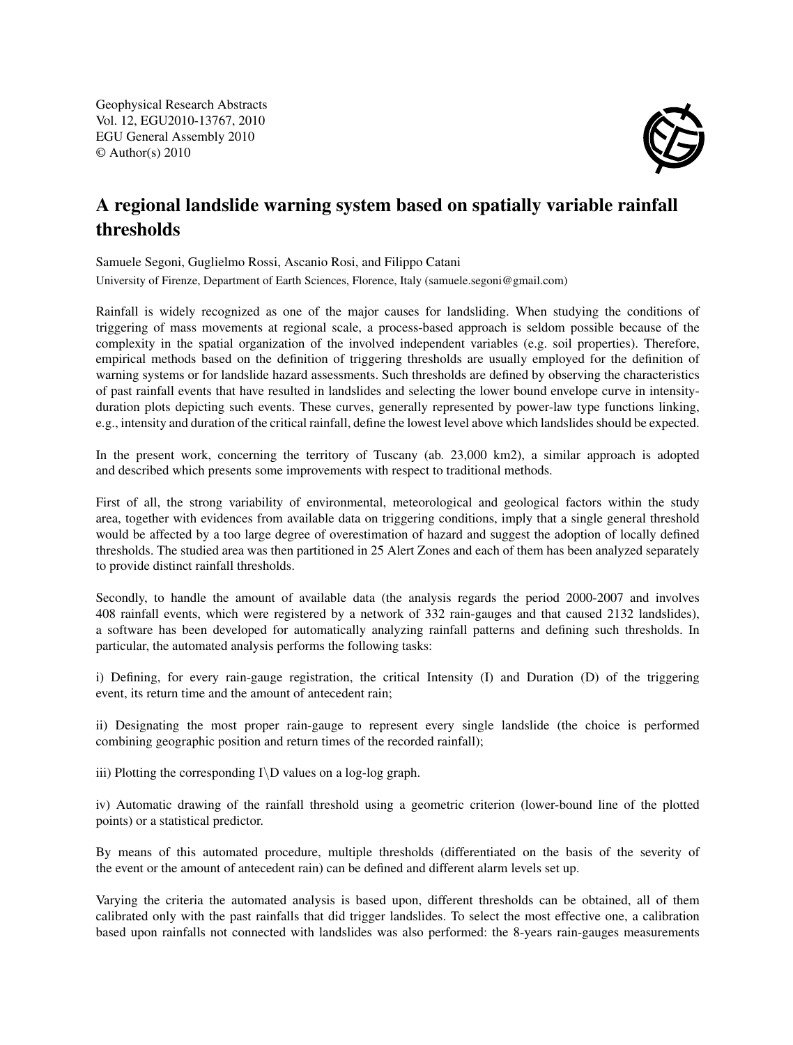Geophysical Research Abstracts
Vol. 12, EGU2010-13767, 2010
EGU General Assembly 2010
© Author(s) 2010

# A regional landslide warning system based on spatially variable rainfall thresholds

Samuele Segoni, Guglielmo Rossi, Ascanio Rosi, and Filippo Catani

University of Firenze, Department of Earth Sciences, Florence, Italy (samuele.segoni@gmail.com)

Rainfall is widely recognized as one of the major causes for landsliding. When studying the conditions of triggering of mass movements at regional scale, a process-based approach is seldom possible because of the complexity in the spatial organization of the involved independent variables (e.g. soil properties). Therefore, empirical methods based on the definition of triggering thresholds are usually employed for the definition of warning systems or for landslide hazard assessments. Such thresholds are defined by observing the characteristics of past rainfall events that have resulted in landslides and selecting the lower bound envelope curve in intensity-duration plots depicting such events. These curves, generally represented by power-law type functions linking, e.g., intensity and duration of the critical rainfall, define the lowest level above which landslides should be expected.

In the present work, concerning the territory of Tuscany (ab. 23,000 km2), a similar approach is adopted and described which presents some improvements with respect to traditional methods.

First of all, the strong variability of environmental, meteorological and geological factors within the study area, together with evidences from available data on triggering conditions, imply that a single general threshold would be affected by a too large degree of overestimation of hazard and suggest the adoption of locally defined thresholds. The studied area was then partitioned in 25 Alert Zones and each of them has been analyzed separately to provide distinct rainfall thresholds.

Secondly, to handle the amount of available data (the analysis regards the period 2000-2007 and involves 408 rainfall events, which were registered by a network of 332 rain-gauges and that caused 2132 landslides), a software has been developed for automatically analyzing rainfall patterns and defining such thresholds. In particular, the automated analysis performs the following tasks:

i) Defining, for every rain-gauge registration, the critical Intensity (I) and Duration (D) of the triggering event, its return time and the amount of antecedent rain;

ii) Designating the most proper rain-gauge to represent every single landslide (the choice is performed combining geographic position and return times of the recorded rainfall);

iii) Plotting the corresponding I\D values on a log-log graph.

iv) Automatic drawing of the rainfall threshold using a geometric criterion (lower-bound line of the plotted points) or a statistical predictor.

By means of this automated procedure, multiple thresholds (differentiated on the basis of the severity of the event or the amount of antecedent rain) can be defined and different alarm levels set up.

Varying the criteria the automated analysis is based upon, different thresholds can be obtained, all of them calibrated only with the past rainfalls that did trigger landslides. To select the most effective one, a calibration based upon rainfalls not connected with landslides was also performed: the 8-years rain-gauges measurements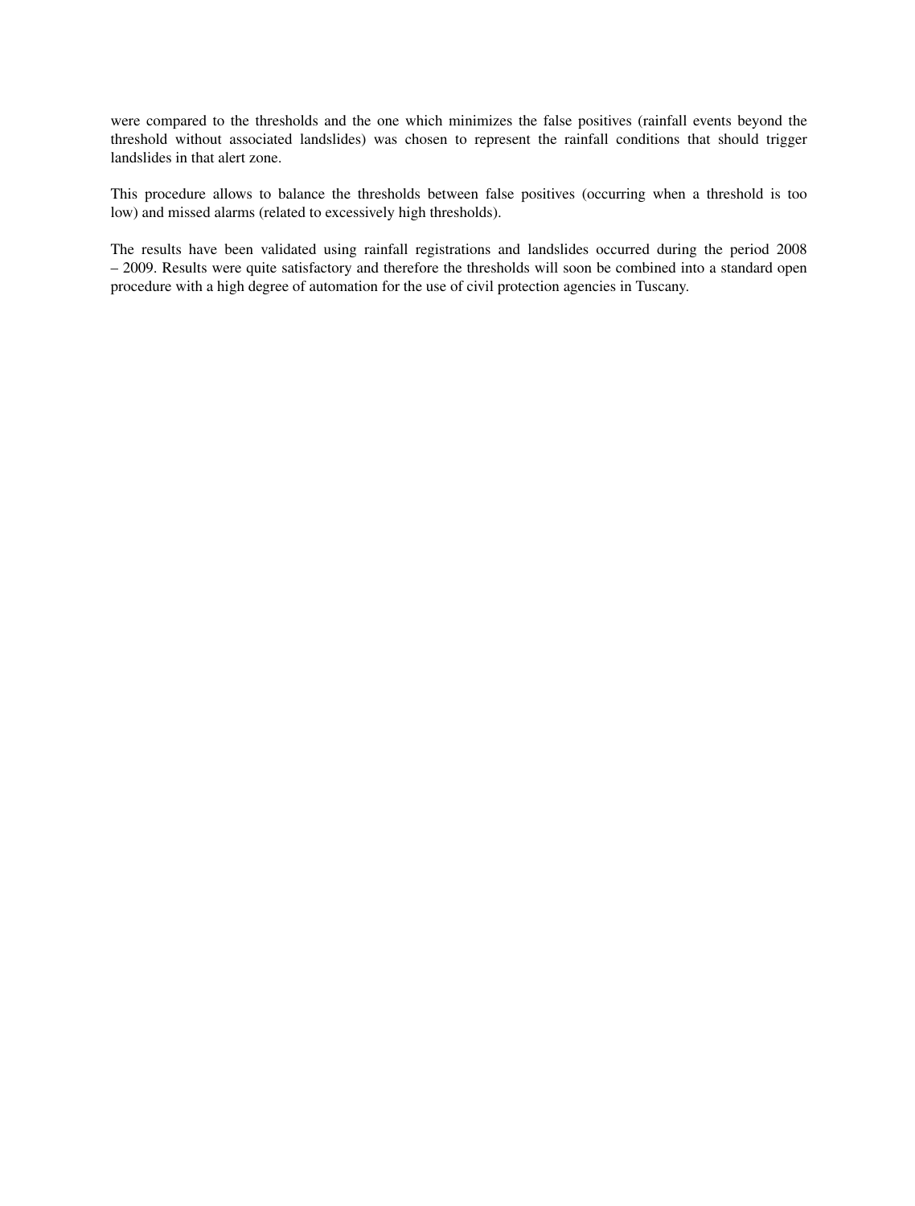were compared to the thresholds and the one which minimizes the false positives (rainfall events beyond the threshold without associated landslides) was chosen to represent the rainfall conditions that should trigger landslides in that alert zone.

This procedure allows to balance the thresholds between false positives (occurring when a threshold is too low) and missed alarms (related to excessively high thresholds).

The results have been validated using rainfall registrations and landslides occurred during the period 2008 – 2009. Results were quite satisfactory and therefore the thresholds will soon be combined into a standard open procedure with a high degree of automation for the use of civil protection agencies in Tuscany.